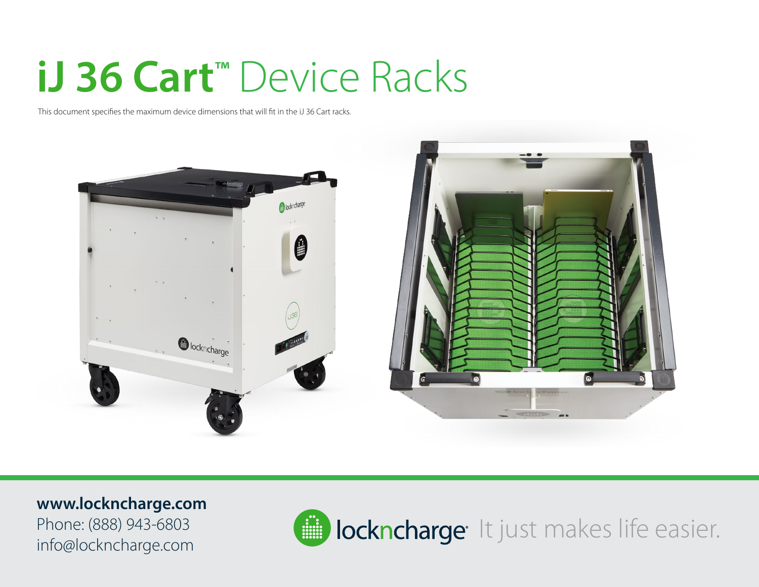# iJ 36 Cart™ Device Racks

This document specifies the maximum device dimensions that will fit in the iJ 36 Cart racks.

**www.lockncharge.com**
Phone: (888) 943-6803
info@lockncharge.com

lockncharge It just makes life easier.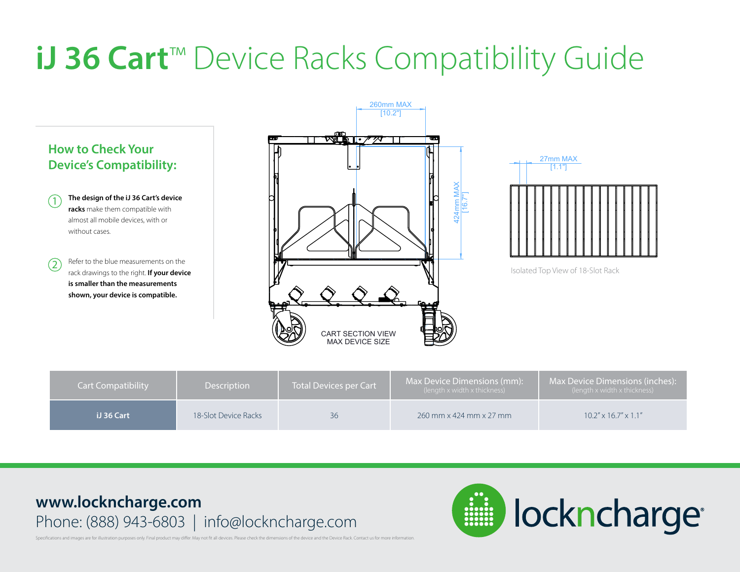# **iJ 36 Cart**™ Device Racks Compatibility Guide

## How to Check Your Device's Compatibility:

1. **The design of the iJ 36 Cart's device racks** make them compatible with almost all mobile devices, with or without cases.

2. Refer to the blue measurements on the rack drawings to the right. **If your device is smaller than the measurements shown, your device is compatible.**

260mm MAX
[10.2"]

424mm MAX
[16.7"]

CART SECTION VIEW
MAX DEVICE SIZE

27mm MAX
[1.1"]

Isolated Top View of 18-Slot Rack

| Cart Compatibility | Description | Total Devices per Cart | Max Device Dimensions (mm): (length x width x thickness) | Max Device Dimensions (inches): (length x width x thickness) |
|---|---|---|---|---|
| **iJ 36 Cart** | 18-Slot Device Racks | 36 | 260 mm x 424 mm x 27 mm | 10.2" x 16.7" x 1.1" |

**www.lockncharge.com**
Phone: (888) 943-6803 | info@lockncharge.com

Specifications and images are for illustration purposes only. Final product may differ. May not fit all devices. Please check the dimensions of the device and the Device Rack. Contact us for more information.

lockncharge®